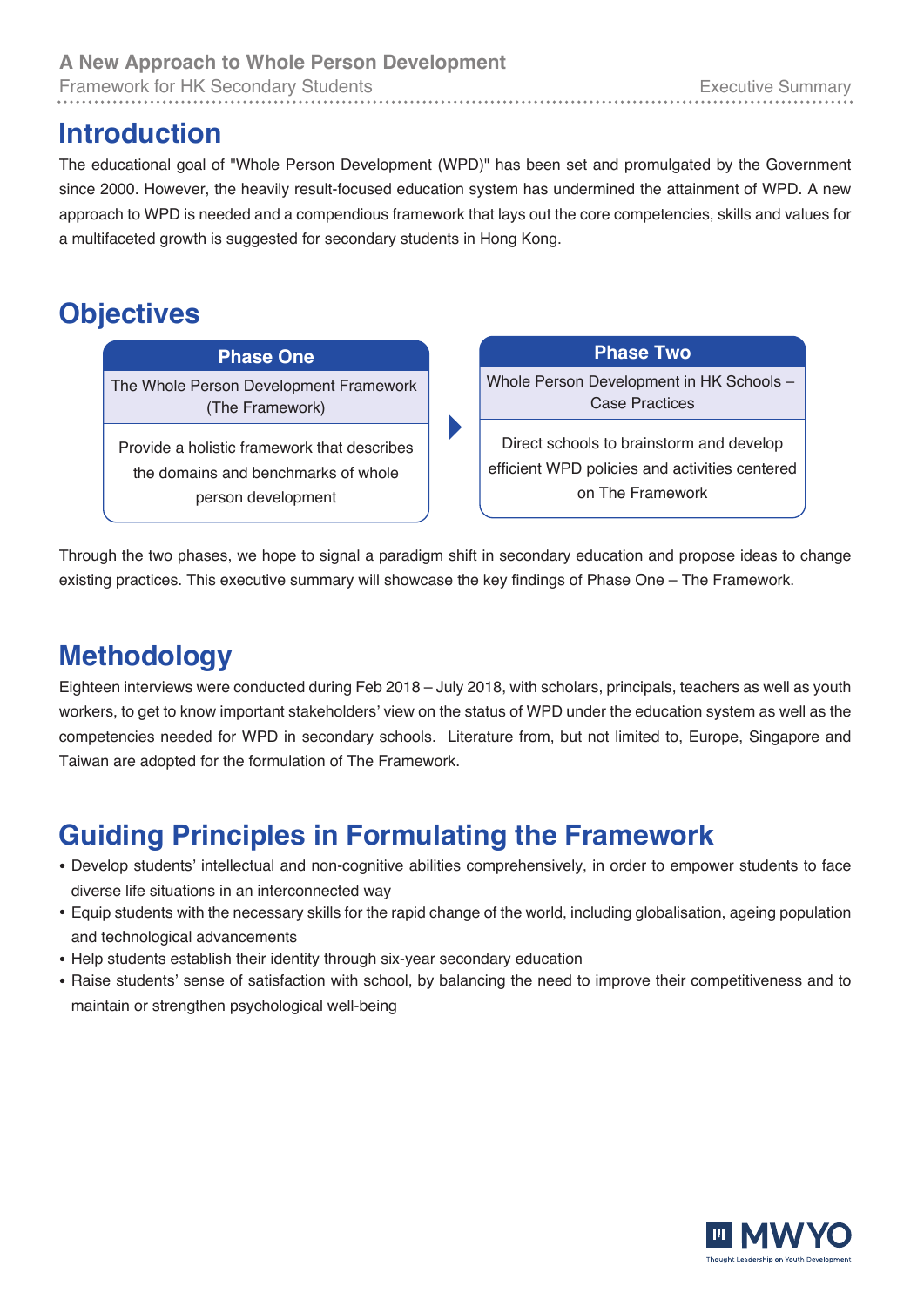## Introduction

The educational goal of "Whole Person Development (WPD)" has been set and promulgated by the Government since 2000. However, the heavily result-focused education system has undermined the attainment of WPD. A new approach to WPD is needed and a compendious framework that lays out the core competencies, skills and values for a multifaceted growth is suggested for secondary students in Hong Kong.

## Objectives

| Phase One | Phase Two |
| --- | --- |
| The Whole Person Development Framework (The Framework) | Whole Person Development in HK Schools – Case Practices |
| Provide a holistic framework that describes the domains and benchmarks of whole person development | Direct schools to brainstorm and develop efficient WPD policies and activities centered on The Framework |

Through the two phases, we hope to signal a paradigm shift in secondary education and propose ideas to change existing practices. This executive summary will showcase the key findings of Phase One – The Framework.

## Methodology

Eighteen interviews were conducted during Feb 2018 – July 2018, with scholars, principals, teachers as well as youth workers, to get to know important stakeholders' view on the status of WPD under the education system as well as the competencies needed for WPD in secondary schools. Literature from, but not limited to, Europe, Singapore and Taiwan are adopted for the formulation of The Framework.

## Guiding Principles in Formulating the Framework

- Develop students' intellectual and non-cognitive abilities comprehensively, in order to empower students to face diverse life situations in an interconnected way
- Equip students with the necessary skills for the rapid change of the world, including globalisation, ageing population and technological advancements
- Help students establish their identity through six-year secondary education
- Raise students' sense of satisfaction with school, by balancing the need to improve their competitiveness and to maintain or strengthen psychological well-being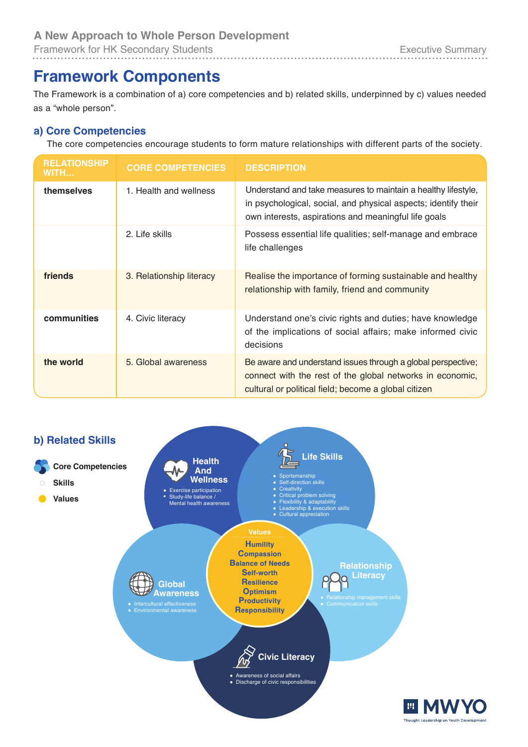# Framework Components

The Framework is a combination of a) core competencies and b) related skills, underpinned by c) values needed as a "whole person".

## a) Core Competencies

The core competencies encourage students to form mature relationships with different parts of the society.

| RELATIONSHIP WITH… | CORE COMPETENCIES | DESCRIPTION |
|---|---|---|
| **themselves** | 1. Health and wellness | Understand and take measures to maintain a healthy lifestyle, in psychological, social, and physical aspects; identify their own interests, aspirations and meaningful life goals |
| | 2. Life skills | Possess essential life qualities; self-manage and embrace life challenges |
| **friends** | 3. Relationship literacy | Realise the importance of forming sustainable and healthy relationship with family, friend and community |
| **communities** | 4. Civic literacy | Understand one's civic rights and duties; have knowledge of the implications of social affairs; make informed civic decisions |
| **the world** | 5. Global awareness | Be aware and understand issues through a global perspective; connect with the rest of the global networks in economic, cultural or political field; become a global citizen |

## b) Related Skills

- Core Competencies
- Skills
- Values

**Health And Wellness**
- Exercise participation
- Study-life balance / Mental health awareness

**Life Skills**
- Sportsmanship
- Self-direction skills
- Creativity
- Critical problem solving
- Flexibility & adaptability
- Leadership & execution skills
- Cultural appreciation

**Relationship Literacy**
- Relationship management skills
- Communication skills

**Civic Literacy**
- Awareness of social affairs
- Discharge of civic responsibilities

**Global Awareness**
- Intercultural effectiveness
- Environmental awareness

**Values**
- Humility
- Compassion
- Balance of Needs
- Self-worth
- Resilience
- Optimism
- Productivity
- Responsibility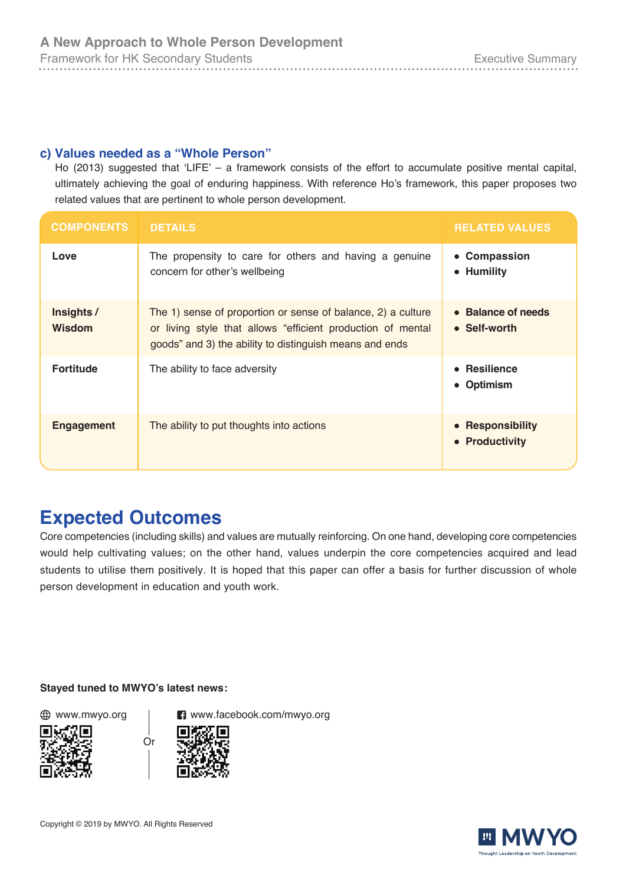### c) Values needed as a "Whole Person"

Ho (2013) suggested that 'LIFE' – a framework consists of the effort to accumulate positive mental capital, ultimately achieving the goal of enduring happiness. With reference Ho's framework, this paper proposes two related values that are pertinent to whole person development.

| COMPONENTS | DETAILS | RELATED VALUES |
|---|---|---|
| **Love** | The propensity to care for others and having a genuine concern for other's wellbeing | • **Compassion**<br>• **Humility** |
| **Insights / Wisdom** | The 1) sense of proportion or sense of balance, 2) a culture or living style that allows "efficient production of mental goods" and 3) the ability to distinguish means and ends | • **Balance of needs**<br>• **Self-worth** |
| **Fortitude** | The ability to face adversity | • **Resilience**<br>• **Optimism** |
| **Engagement** | The ability to put thoughts into actions | • **Responsibility**<br>• **Productivity** |

## Expected Outcomes

Core competencies (including skills) and values are mutually reinforcing. On one hand, developing core competencies would help cultivating values; on the other hand, values underpin the core competencies acquired and lead students to utilise them positively. It is hoped that this paper can offer a basis for further discussion of whole person development in education and youth work.

**Stayed tuned to MWYO's latest news:**

www.mwyo.org Or www.facebook.com/mwyo.org

Copyright © 2019 by MWYO. All Rights Reserved

MWYO
Thought Leadership on Youth Development